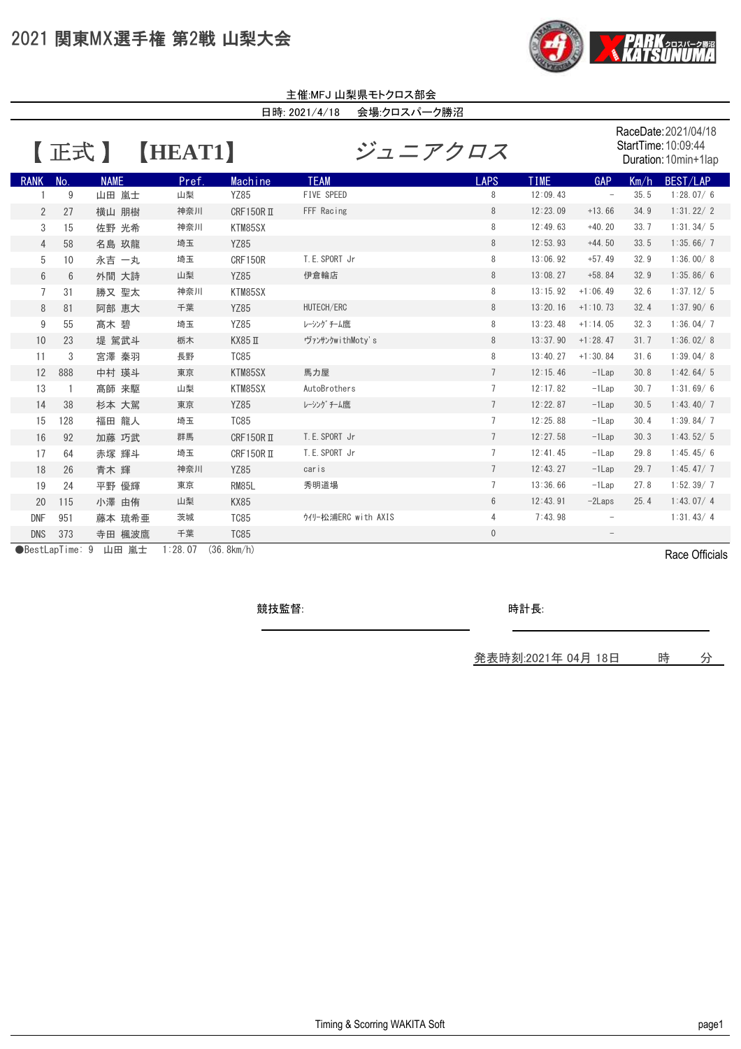# 2021 関東MX選手権 第2戦 山梨大会

主催:MFJ 山梨県モトクロス部会

日時: 2021/4/18　会場:クロスパーク勝沼

## 【 正式 】 【HEAT1】　ジュニアクロス

RaceDate: 2021/04/18
StartTime: 10:09:44
Duration: 10min+1lap

| RANK | No. | NAME | Pref. | Machine | TEAM | LAPS | TIME | GAP | Km/h | BEST/LAP |
|---|---|---|---|---|---|---|---|---|---|---|
| 1 | 9 | 山田 嵐士 | 山梨 | YZ85 | FIVE SPEED | 8 | 12:09.43 | – | 35.5 | 1:28.07/ 6 |
| 2 | 27 | 横山 朋樹 | 神奈川 | CRF150RⅡ | FFF Racing | 8 | 12:23.09 | +13.66 | 34.9 | 1:31.22/ 2 |
| 3 | 15 | 佐野 光希 | 神奈川 | KTM85SX | | 8 | 12:49.63 | +40.20 | 33.7 | 1:31.34/ 5 |
| 4 | 58 | 名島 玖龍 | 埼玉 | YZ85 | | 8 | 12:53.93 | +44.50 | 33.5 | 1:35.66/ 7 |
| 5 | 10 | 永吉 一丸 | 埼玉 | CRF150R | T.E.SPORT Jr | 8 | 13:06.92 | +57.49 | 32.9 | 1:36.00/ 8 |
| 6 | 6 | 外間 大詩 | 山梨 | YZ85 | 伊倉輪店 | 8 | 13:08.27 | +58.84 | 32.9 | 1:35.86/ 6 |
| 7 | 31 | 勝又 聖太 | 神奈川 | KTM85SX | | 8 | 13:15.92 | +1:06.49 | 32.6 | 1:37.12/ 5 |
| 8 | 81 | 阿部 恵大 | 千葉 | YZ85 | HUTECH/ERC | 8 | 13:20.16 | +1:10.73 | 32.4 | 1:37.90/ 6 |
| 9 | 55 | 髙木 碧 | 埼玉 | YZ85 | ﾚｰｼﾝｸﾞﾁｰﾑ鷹 | 8 | 13:23.48 | +1:14.05 | 32.3 | 1:36.04/ 7 |
| 10 | 23 | 堤 駕武斗 | 栃木 | KX85Ⅱ | ｳﾞｧﾝｻﾝｸwithMoty's | 8 | 13:37.90 | +1:28.47 | 31.7 | 1:36.02/ 8 |
| 11 | 3 | 宮澤 秦羽 | 長野 | TC85 | | 8 | 13:40.27 | +1:30.84 | 31.6 | 1:39.04/ 8 |
| 12 | 888 | 中村 瑛斗 | 東京 | KTM85SX | 馬力屋 | 7 | 12:15.46 | -1Lap | 30.8 | 1:42.64/ 5 |
| 13 | 1 | 髙師 来駆 | 山梨 | KTM85SX | AutoBrothers | 7 | 12:17.82 | -1Lap | 30.7 | 1:31.69/ 6 |
| 14 | 38 | 杉本 大駕 | 東京 | YZ85 | ﾚｰｼﾝｸﾞﾁｰﾑ鷹 | 7 | 12:22.87 | -1Lap | 30.5 | 1:43.40/ 7 |
| 15 | 128 | 福田 龍人 | 埼玉 | TC85 | | 7 | 12:25.88 | -1Lap | 30.4 | 1:39.84/ 7 |
| 16 | 92 | 加藤 巧武 | 群馬 | CRF150RⅡ | T.E.SPORT Jr | 7 | 12:27.58 | -1Lap | 30.3 | 1:43.52/ 5 |
| 17 | 64 | 赤塚 輝斗 | 埼玉 | CRF150RⅡ | T.E.SPORT Jr | 7 | 12:41.45 | -1Lap | 29.8 | 1:45.45/ 6 |
| 18 | 26 | 青木 輝 | 神奈川 | YZ85 | caris | 7 | 12:43.27 | -1Lap | 29.7 | 1:45.47/ 7 |
| 19 | 24 | 平野 優輝 | 東京 | RM85L | 秀明道場 | 7 | 13:36.66 | -1Lap | 27.8 | 1:52.39/ 7 |
| 20 | 115 | 小澤 由侑 | 山梨 | KX85 | | 6 | 12:43.91 | -2Laps | 25.4 | 1:43.07/ 4 |
| DNF | 951 | 藤本 琉希亜 | 茨城 | TC85 | ｳｲﾘｰ松浦ERC with AXIS | 4 | 7:43.98 | – | | 1:31.43/ 4 |
| DNS | 373 | 寺田 楓波鷹 | 千葉 | TC85 | | 0 | | – | | |

●BestLapTime: 9 山田 嵐士 1:28.07 (36.8km/h)

Race Officials

競技監督:

時計長:

発表時刻:2021年 04月 18日　　時　　分

Timing & Scorring WAKITA Soft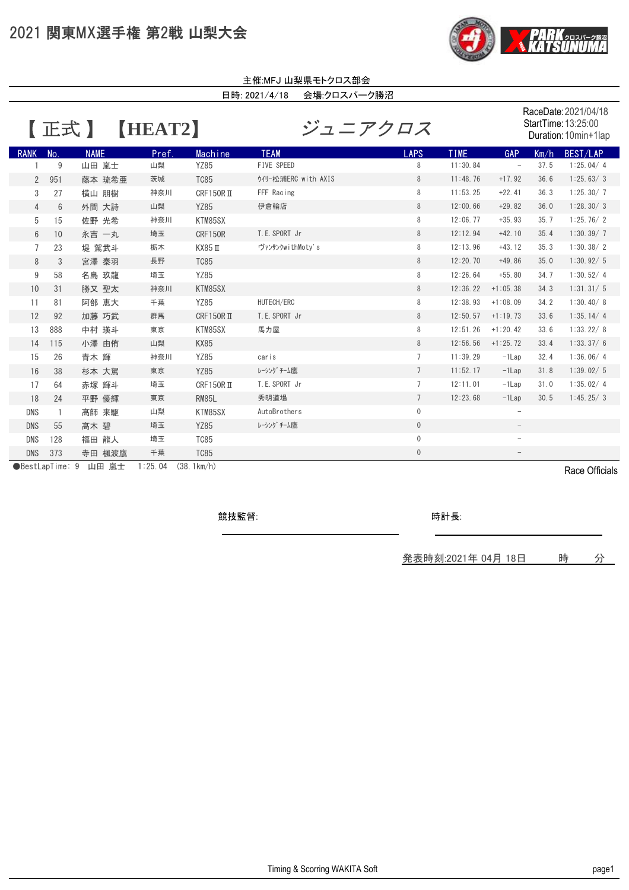# 2021 関東MX選手権 第2戦 山梨大会

主催:MFJ 山梨県モトクロス部会

日時: 2021/4/18　会場:クロスパーク勝沼

## 【 正式 】 【HEAT2】　ジュニアクロス

RaceDate: 2021/04/18
StartTime: 13:25:00
Duration: 10min+1lap

| RANK | No. | NAME | Pref. | Machine | TEAM | LAPS | TIME | GAP | Km/h | BEST/LAP |
|---|---|---|---|---|---|---|---|---|---|---|
| 1 | 9 | 山田 嵐士 | 山梨 | YZ85 | FIVE SPEED | 8 | 11:30.84 | – | 37.5 | 1:25.04/ 4 |
| 2 | 951 | 藤本 琉希亜 | 茨城 | TC85 | ｳｲﾘｰ松浦ERC with AXIS | 8 | 11:48.76 | +17.92 | 36.6 | 1:25.63/ 3 |
| 3 | 27 | 横山 朋樹 | 神奈川 | CRF150RⅡ | FFF Racing | 8 | 11:53.25 | +22.41 | 36.3 | 1:25.30/ 7 |
| 4 | 6 | 外間 大詩 | 山梨 | YZ85 | 伊倉輪店 | 8 | 12:00.66 | +29.82 | 36.0 | 1:28.30/ 3 |
| 5 | 15 | 佐野 光希 | 神奈川 | KTM85SX | | 8 | 12:06.77 | +35.93 | 35.7 | 1:25.76/ 2 |
| 6 | 10 | 永吉 一丸 | 埼玉 | CRF150R | T.E.SPORT Jr | 8 | 12:12.94 | +42.10 | 35.4 | 1:30.39/ 7 |
| 7 | 23 | 堤 駕武斗 | 栃木 | KX85Ⅱ | ｳﾞｧﾝｻﾝｸwithMoty's | 8 | 12:13.96 | +43.12 | 35.3 | 1:30.38/ 2 |
| 8 | 3 | 宮澤 秦羽 | 長野 | TC85 | | 8 | 12:20.70 | +49.86 | 35.0 | 1:30.92/ 5 |
| 9 | 58 | 名島 玖龍 | 埼玉 | YZ85 | | 8 | 12:26.64 | +55.80 | 34.7 | 1:30.52/ 4 |
| 10 | 31 | 勝又 聖太 | 神奈川 | KTM85SX | | 8 | 12:36.22 | +1:05.38 | 34.3 | 1:31.31/ 5 |
| 11 | 81 | 阿部 恵大 | 千葉 | YZ85 | HUTECH/ERC | 8 | 12:38.93 | +1:08.09 | 34.2 | 1:30.40/ 8 |
| 12 | 92 | 加藤 巧武 | 群馬 | CRF150RⅡ | T.E.SPORT Jr | 8 | 12:50.57 | +1:19.73 | 33.6 | 1:35.14/ 4 |
| 13 | 888 | 中村 瑛斗 | 東京 | KTM85SX | 馬力屋 | 8 | 12:51.26 | +1:20.42 | 33.6 | 1:33.22/ 8 |
| 14 | 115 | 小澤 由侑 | 山梨 | KX85 | | 8 | 12:56.56 | +1:25.72 | 33.4 | 1:33.37/ 6 |
| 15 | 26 | 青木 輝 | 神奈川 | YZ85 | caris | 7 | 11:39.29 | -1Lap | 32.4 | 1:36.06/ 4 |
| 16 | 38 | 杉本 大駕 | 東京 | YZ85 | ﾚｰｼﾝｸﾞﾁｰﾑ鷹 | 7 | 11:52.17 | -1Lap | 31.8 | 1:39.02/ 5 |
| 17 | 64 | 赤塚 輝斗 | 埼玉 | CRF150RⅡ | T.E.SPORT Jr | 7 | 12:11.01 | -1Lap | 31.0 | 1:35.02/ 4 |
| 18 | 24 | 平野 優輝 | 東京 | RM85L | 秀明道場 | 7 | 12:23.68 | -1Lap | 30.5 | 1:45.25/ 3 |
| DNS | 1 | 高師 来駆 | 山梨 | KTM85SX | AutoBrothers | 0 | | – | | |
| DNS | 55 | 髙木 碧 | 埼玉 | YZ85 | ﾚｰｼﾝｸﾞﾁｰﾑ鷹 | 0 | | – | | |
| DNS | 128 | 福田 龍人 | 埼玉 | TC85 | | 0 | | – | | |
| DNS | 373 | 寺田 楓波鷹 | 千葉 | TC85 | | 0 | | – | | |

●BestLapTime: 9 山田 嵐士 1:25.04 (38.1km/h)

Race Officials

競技監督:

時計長:

発表時刻:2021年 04月 18日　時　分

Timing & Scorring WAKITA Soft